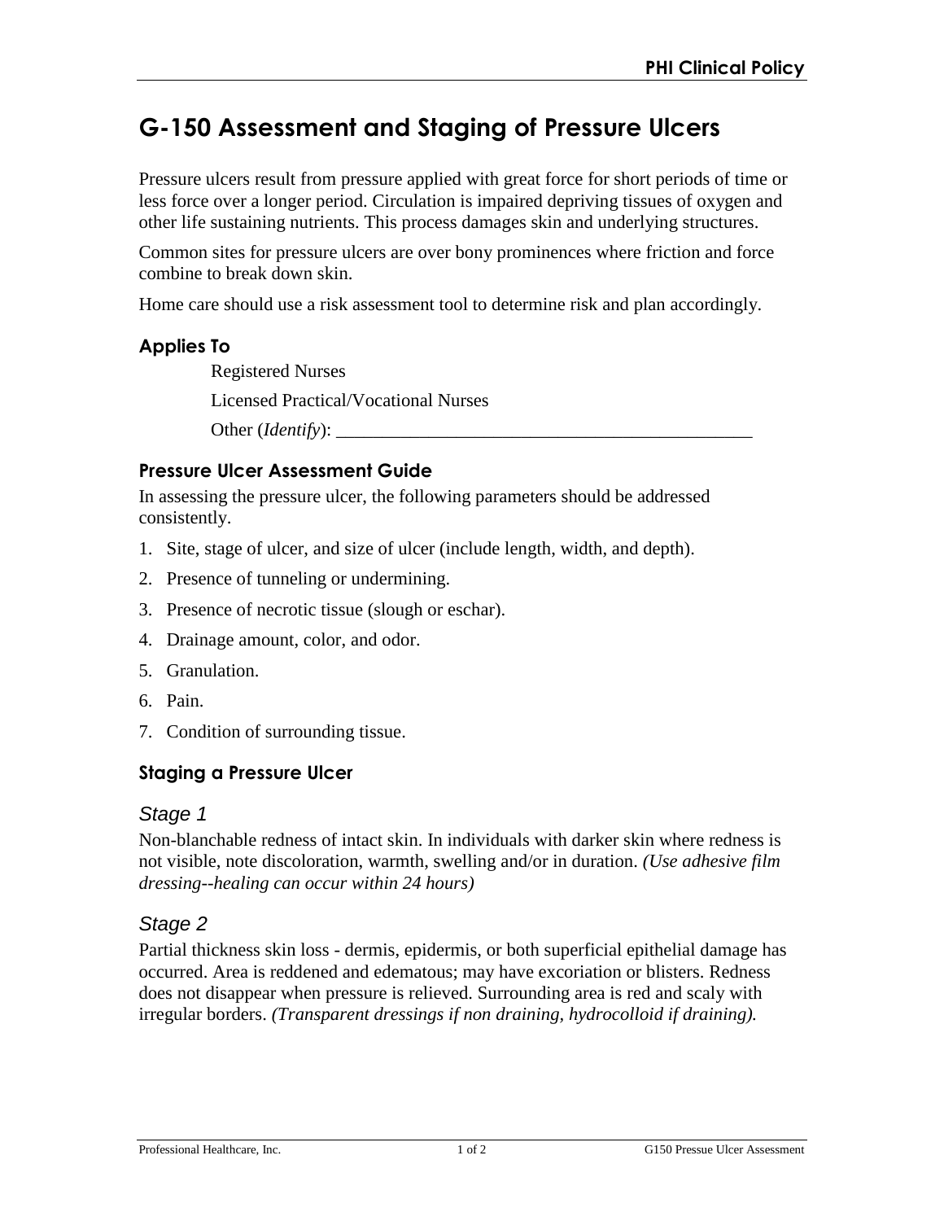# G-150 Assessment and Staging of Pressure Ulcers

Pressure ulcers result from pressure applied with great force for short periods of time or less force over a longer period. Circulation is impaired depriving tissues of oxygen and other life sustaining nutrients. This process damages skin and underlying structures.

Common sites for pressure ulcers are over bony prominences where friction and force combine to break down skin.

Home care should use a risk assessment tool to determine risk and plan accordingly.

## Applies To

Registered Nurses

Licensed Practical/Vocational Nurses

Other (*Identify*): _______________________________________________

### Pressure Ulcer Assessment Guide

In assessing the pressure ulcer, the following parameters should be addressed consistently.

1. Site, stage of ulcer, and size of ulcer (include length, width, and depth).
2. Presence of tunneling or undermining.
3. Presence of necrotic tissue (slough or eschar).
4. Drainage amount, color, and odor.
5. Granulation.
6. Pain.
7. Condition of surrounding tissue.

### Staging a Pressure Ulcer

#### *Stage 1*

Non-blanchable redness of intact skin. In individuals with darker skin where redness is not visible, note discoloration, warmth, swelling and/or in duration. *(Use adhesive film dressing--healing can occur within 24 hours)*

#### *Stage 2*

Partial thickness skin loss - dermis, epidermis, or both superficial epithelial damage has occurred. Area is reddened and edematous; may have excoriation or blisters. Redness does not disappear when pressure is relieved. Surrounding area is red and scaly with irregular borders. *(Transparent dressings if non draining, hydrocolloid if draining).*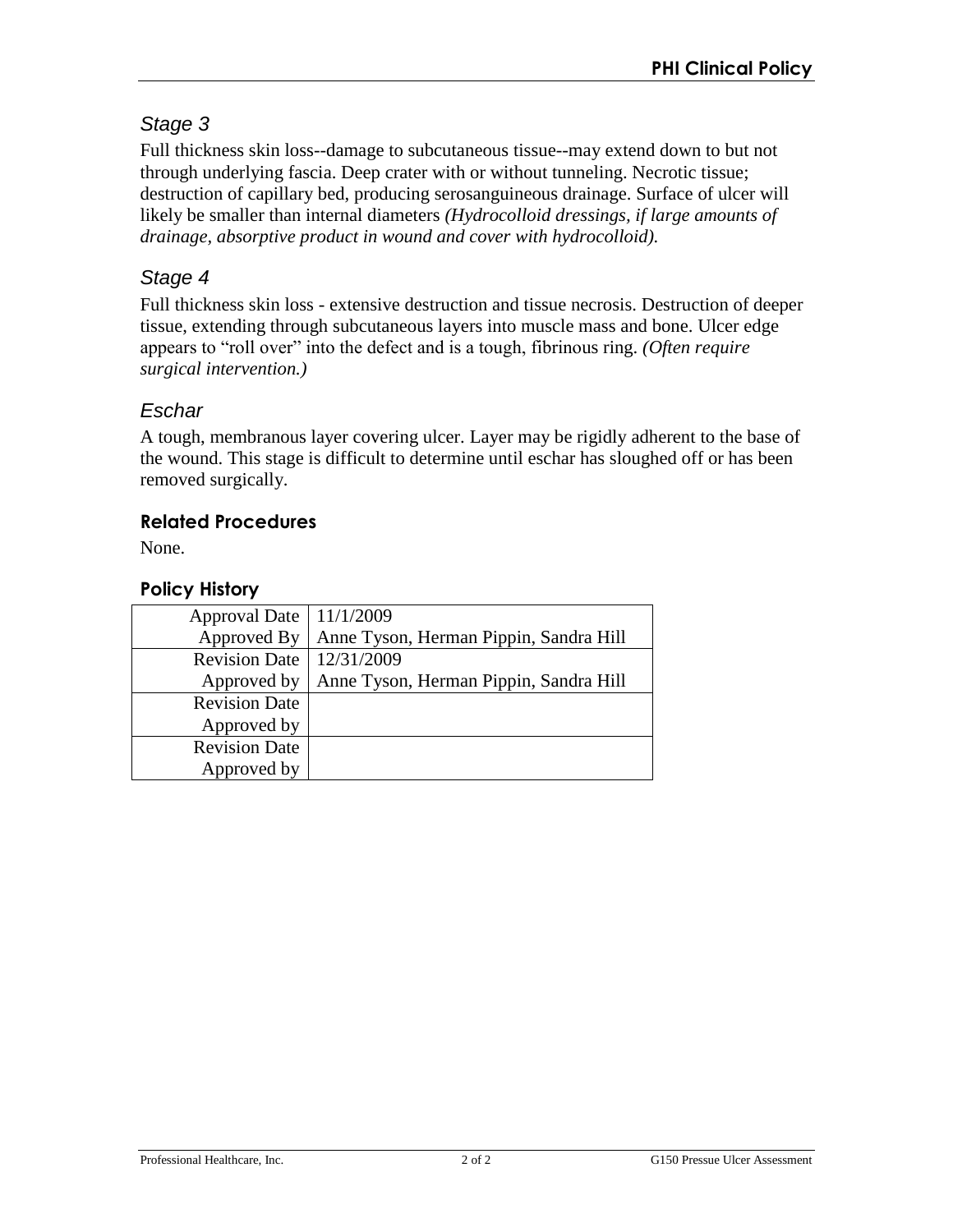### *Stage 3*

Full thickness skin loss--damage to subcutaneous tissue--may extend down to but not through underlying fascia. Deep crater with or without tunneling. Necrotic tissue; destruction of capillary bed, producing serosanguineous drainage. Surface of ulcer will likely be smaller than internal diameters *(Hydrocolloid dressings, if large amounts of drainage, absorptive product in wound and cover with hydrocolloid).*

### *Stage 4*

Full thickness skin loss - extensive destruction and tissue necrosis. Destruction of deeper tissue, extending through subcutaneous layers into muscle mass and bone. Ulcer edge appears to "roll over" into the defect and is a tough, fibrinous ring. *(Often require surgical intervention.)*

### *Eschar*

A tough, membranous layer covering ulcer. Layer may be rigidly adherent to the base of the wound. This stage is difficult to determine until eschar has sloughed off or has been removed surgically.

## Related Procedures

None.

## Policy History

| | |
|---|---|
| Approval Date | 11/1/2009 |
| Approved By | Anne Tyson, Herman Pippin, Sandra Hill |
| Revision Date | 12/31/2009 |
| Approved by | Anne Tyson, Herman Pippin, Sandra Hill |
| Revision Date | |
| Approved by | |
| Revision Date | |
| Approved by | |